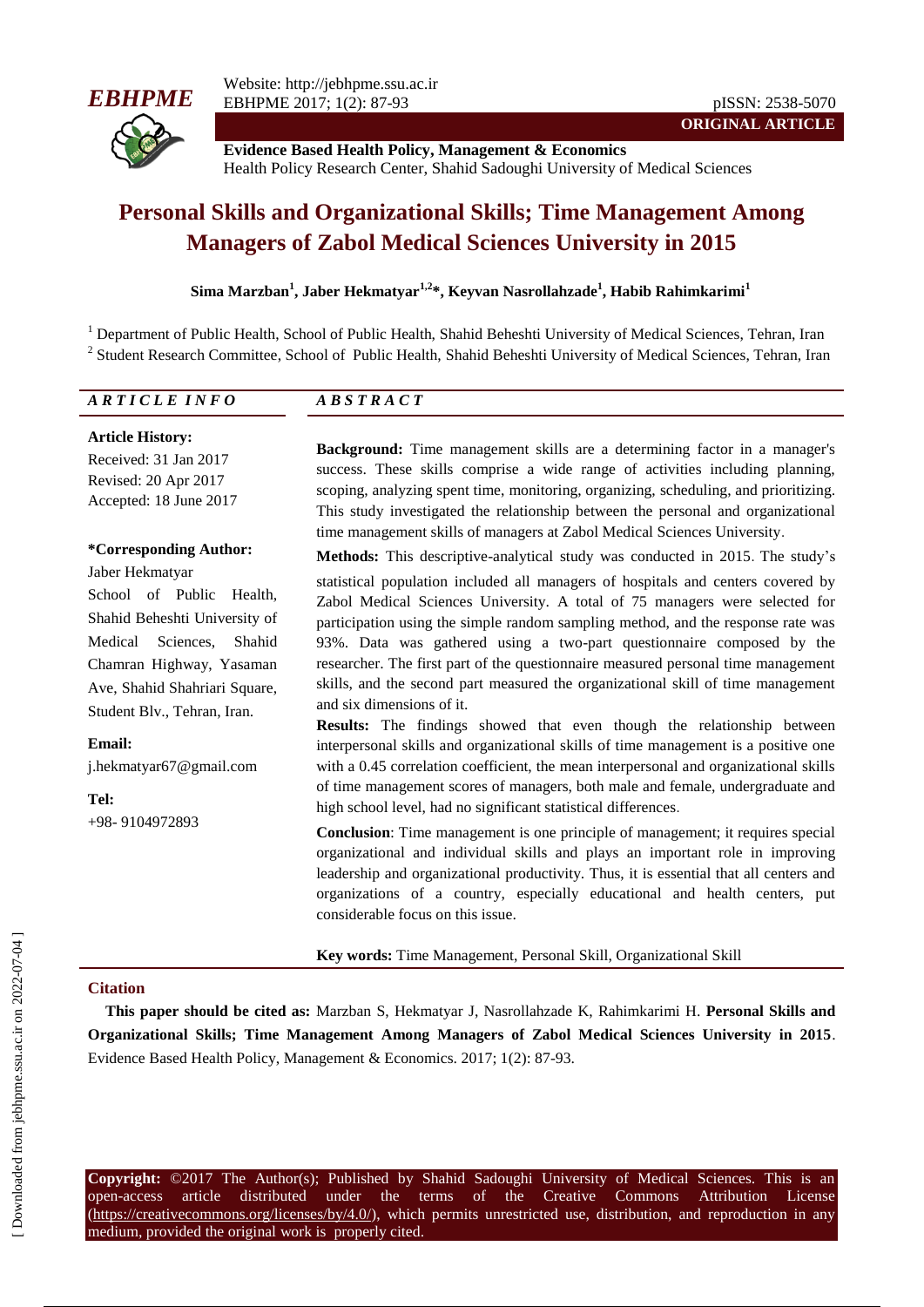**ORIGINAL ARTICLE**

**Evidence Based Health Policy, Management & Economics**
Health Policy Research Center, Shahid Sadoughi University of Medical Sciences

# Personal Skills and Organizational Skills; Time Management Among Managers of Zabol Medical Sciences University in 2015

**Sima Marzban[1], Jaber Hekmatyar[1,2]*, Keyvan Nasrollahzade[1], Habib Rahimkarimi[1]**

[1] Department of Public Health, School of Public Health, Shahid Beheshti University of Medical Sciences, Tehran, Iran
[2] Student Research Committee, School of Public Health, Shahid Beheshti University of Medical Sciences, Tehran, Iran

## *ARTICLE INFO*

**Article History:**
Received: 31 Jan 2017
Revised: 20 Apr 2017
Accepted: 18 June 2017

**\*Corresponding Author:**
Jaber Hekmatyar
School of Public Health, Shahid Beheshti University of Medical Sciences, Shahid Chamran Highway, Yasaman Ave, Shahid Shahriari Square, Student Blv., Tehran, Iran.

**Email:**
j.hekmatyar67@gmail.com

**Tel:**
+98- 9104972893

## *ABSTRACT*

**Background:** Time management skills are a determining factor in a manager's success. These skills comprise a wide range of activities including planning, scoping, analyzing spent time, monitoring, organizing, scheduling, and prioritizing. This study investigated the relationship between the personal and organizational time management skills of managers at Zabol Medical Sciences University.

**Methods:** This descriptive-analytical study was conducted in 2015. The study's statistical population included all managers of hospitals and centers covered by Zabol Medical Sciences University. A total of 75 managers were selected for participation using the simple random sampling method, and the response rate was 93%. Data was gathered using a two-part questionnaire composed by the researcher. The first part of the questionnaire measured personal time management skills, and the second part measured the organizational skill of time management and six dimensions of it.

**Results:** The findings showed that even though the relationship between interpersonal skills and organizational skills of time management is a positive one with a 0.45 correlation coefficient, the mean interpersonal and organizational skills of time management scores of managers, both male and female, undergraduate and high school level, had no significant statistical differences.

**Conclusion**: Time management is one principle of management; it requires special organizational and individual skills and plays an important role in improving leadership and organizational productivity. Thus, it is essential that all centers and organizations of a country, especially educational and health centers, put considerable focus on this issue.

**Key words:** Time Management, Personal Skill, Organizational Skill

## Citation

**This paper should be cited as:** Marzban S, Hekmatyar J, Nasrollahzade K, Rahimkarimi H. **Personal Skills and Organizational Skills; Time Management Among Managers of Zabol Medical Sciences University in 2015**. Evidence Based Health Policy, Management & Economics. 2017; 1(2): 87-93.

**Copyright:** ©2017 The Author(s); Published by Shahid Sadoughi University of Medical Sciences. This is an open-access article distributed under the terms of the Creative Commons Attribution License (https://creativecommons.org/licenses/by/4.0/), which permits unrestricted use, distribution, and reproduction in any medium, provided the original work is properly cited.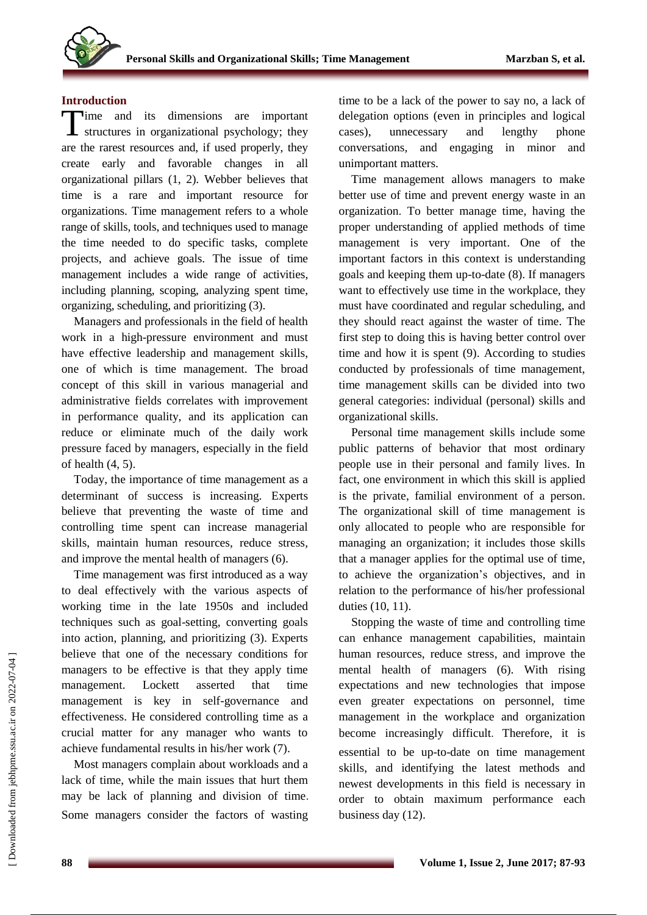## Introduction

Time and its dimensions are important structures in organizational psychology; they are the rarest resources and, if used properly, they create early and favorable changes in all organizational pillars (1, 2). Webber believes that time is a rare and important resource for organizations. Time management refers to a whole range of skills, tools, and techniques used to manage the time needed to do specific tasks, complete projects, and achieve goals. The issue of time management includes a wide range of activities, including planning, scoping, analyzing spent time, organizing, scheduling, and prioritizing (3).

Managers and professionals in the field of health work in a high-pressure environment and must have effective leadership and management skills, one of which is time management. The broad concept of this skill in various managerial and administrative fields correlates with improvement in performance quality, and its application can reduce or eliminate much of the daily work pressure faced by managers, especially in the field of health (4, 5).

Today, the importance of time management as a determinant of success is increasing. Experts believe that preventing the waste of time and controlling time spent can increase managerial skills, maintain human resources, reduce stress, and improve the mental health of managers (6).

Time management was first introduced as a way to deal effectively with the various aspects of working time in the late 1950s and included techniques such as goal-setting, converting goals into action, planning, and prioritizing (3). Experts believe that one of the necessary conditions for managers to be effective is that they apply time management. Lockett asserted that time management is key in self-governance and effectiveness. He considered controlling time as a crucial matter for any manager who wants to achieve fundamental results in his/her work (7).

Most managers complain about workloads and a lack of time, while the main issues that hurt them may be lack of planning and division of time. Some managers consider the factors of wasting time to be a lack of the power to say no, a lack of delegation options (even in principles and logical cases), unnecessary and lengthy phone conversations, and engaging in minor and unimportant matters.

Time management allows managers to make better use of time and prevent energy waste in an organization. To better manage time, having the proper understanding of applied methods of time management is very important. One of the important factors in this context is understanding goals and keeping them up-to-date (8). If managers want to effectively use time in the workplace, they must have coordinated and regular scheduling, and they should react against the waster of time. The first step to doing this is having better control over time and how it is spent (9). According to studies conducted by professionals of time management, time management skills can be divided into two general categories: individual (personal) skills and organizational skills.

Personal time management skills include some public patterns of behavior that most ordinary people use in their personal and family lives. In fact, one environment in which this skill is applied is the private, familial environment of a person. The organizational skill of time management is only allocated to people who are responsible for managing an organization; it includes those skills that a manager applies for the optimal use of time, to achieve the organization's objectives, and in relation to the performance of his/her professional duties (10, 11).

Stopping the waste of time and controlling time can enhance management capabilities, maintain human resources, reduce stress, and improve the mental health of managers (6). With rising expectations and new technologies that impose even greater expectations on personnel, time management in the workplace and organization become increasingly difficult. Therefore, it is essential to be up-to-date on time management skills, and identifying the latest methods and newest developments in this field is necessary in order to obtain maximum performance each business day (12).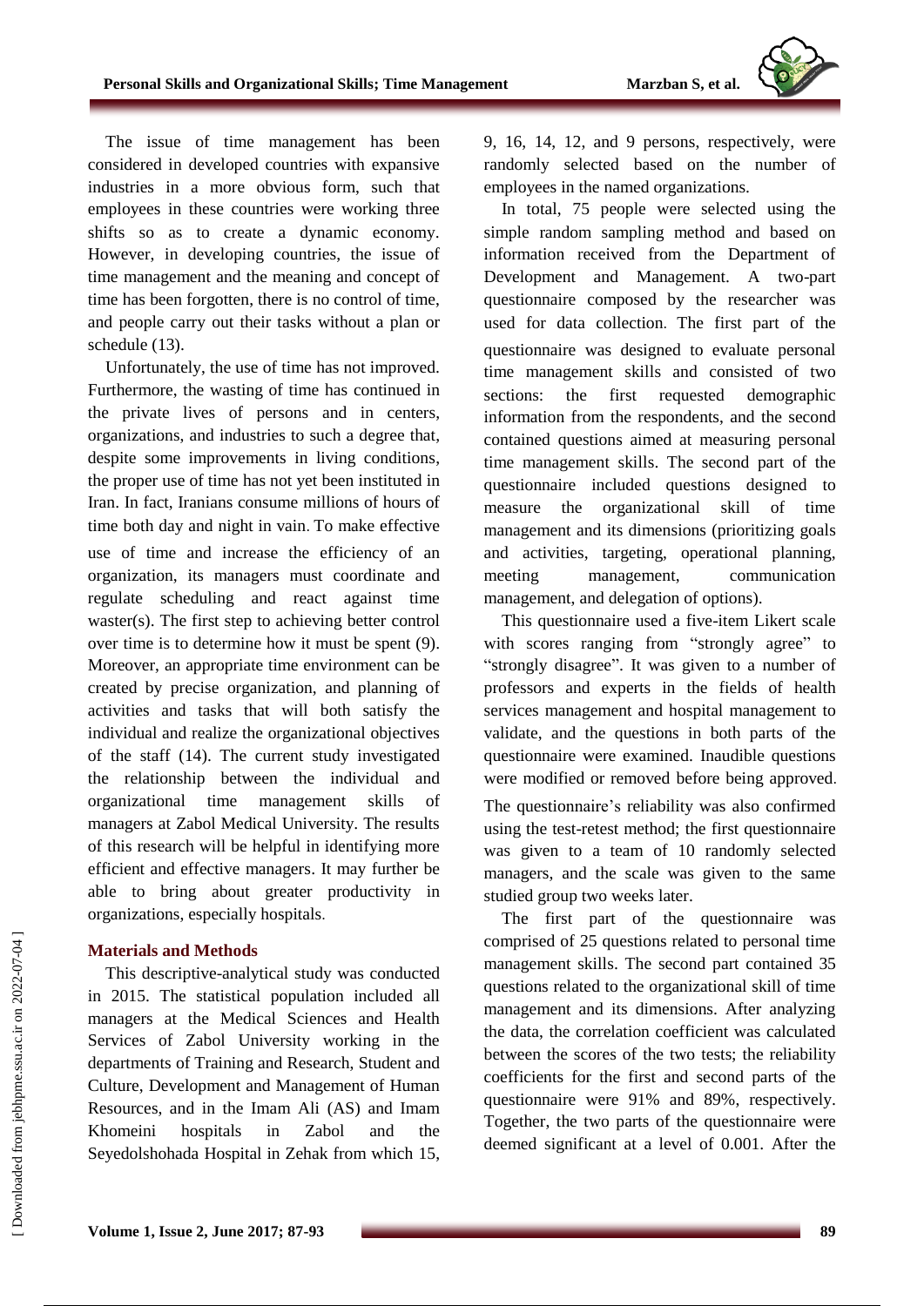The issue of time management has been considered in developed countries with expansive industries in a more obvious form, such that employees in these countries were working three shifts so as to create a dynamic economy. However, in developing countries, the issue of time management and the meaning and concept of time has been forgotten, there is no control of time, and people carry out their tasks without a plan or schedule (13).

Unfortunately, the use of time has not improved. Furthermore, the wasting of time has continued in the private lives of persons and in centers, organizations, and industries to such a degree that, despite some improvements in living conditions, the proper use of time has not yet been instituted in Iran. In fact, Iranians consume millions of hours of time both day and night in vain. To make effective use of time and increase the efficiency of an organization, its managers must coordinate and regulate scheduling and react against time waster(s). The first step to achieving better control over time is to determine how it must be spent (9). Moreover, an appropriate time environment can be created by precise organization, and planning of activities and tasks that will both satisfy the individual and realize the organizational objectives of the staff (14). The current study investigated the relationship between the individual and organizational time management skills of managers at Zabol Medical University. The results of this research will be helpful in identifying more efficient and effective managers. It may further be able to bring about greater productivity in organizations, especially hospitals.

## Materials and Methods

This descriptive-analytical study was conducted in 2015. The statistical population included all managers at the Medical Sciences and Health Services of Zabol University working in the departments of Training and Research, Student and Culture, Development and Management of Human Resources, and in the Imam Ali (AS) and Imam Khomeini hospitals in Zabol and the Seyedolshohada Hospital in Zehak from which 15, 9, 16, 14, 12, and 9 persons, respectively, were randomly selected based on the number of employees in the named organizations.

In total, 75 people were selected using the simple random sampling method and based on information received from the Department of Development and Management. A two-part questionnaire composed by the researcher was used for data collection. The first part of the questionnaire was designed to evaluate personal time management skills and consisted of two sections: the first requested demographic information from the respondents, and the second contained questions aimed at measuring personal time management skills. The second part of the questionnaire included questions designed to measure the organizational skill of time management and its dimensions (prioritizing goals and activities, targeting, operational planning, meeting management, communication management, and delegation of options).

This questionnaire used a five-item Likert scale with scores ranging from "strongly agree" to "strongly disagree". It was given to a number of professors and experts in the fields of health services management and hospital management to validate, and the questions in both parts of the questionnaire were examined. Inaudible questions were modified or removed before being approved. The questionnaire's reliability was also confirmed using the test-retest method; the first questionnaire was given to a team of 10 randomly selected managers, and the scale was given to the same studied group two weeks later.

The first part of the questionnaire was comprised of 25 questions related to personal time management skills. The second part contained 35 questions related to the organizational skill of time management and its dimensions. After analyzing the data, the correlation coefficient was calculated between the scores of the two tests; the reliability coefficients for the first and second parts of the questionnaire were 91% and 89%, respectively. Together, the two parts of the questionnaire were deemed significant at a level of 0.001. After the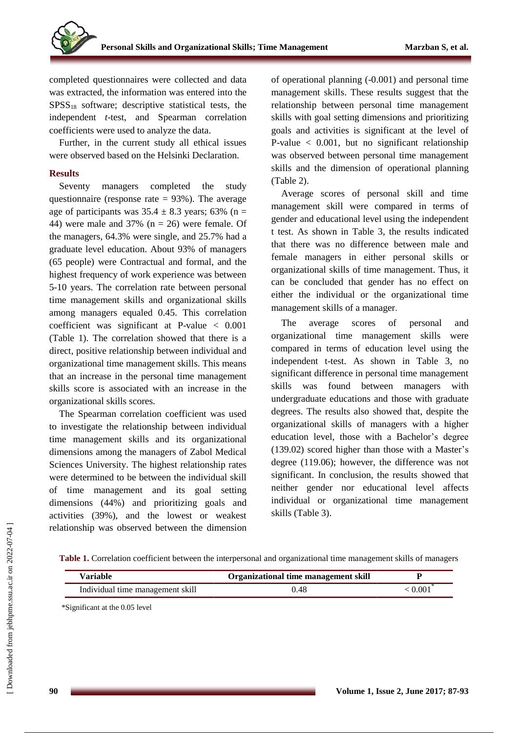completed questionnaires were collected and data was extracted, the information was entered into the $SPSS_{18}$ software; descriptive statistical tests, the independent *t*-test, and Spearman correlation coefficients were used to analyze the data.

Further, in the current study all ethical issues were observed based on the Helsinki Declaration.

## Results

Seventy managers completed the study questionnaire (response rate = 93%). The average age of participants was 35.4 ± 8.3 years; 63% (n = 44) were male and 37% (n = 26) were female. Of the managers, 64.3% were single, and 25.7% had a graduate level education. About 93% of managers (65 people) were Contractual and formal, and the highest frequency of work experience was between 5-10 years. The correlation rate between personal time management skills and organizational skills among managers equaled 0.45. This correlation coefficient was significant at P-value < 0.001 (Table 1). The correlation showed that there is a direct, positive relationship between individual and organizational time management skills. This means that an increase in the personal time management skills score is associated with an increase in the organizational skills scores.

The Spearman correlation coefficient was used to investigate the relationship between individual time management skills and its organizational dimensions among the managers of Zabol Medical Sciences University. The highest relationship rates were determined to be between the individual skill of time management and its goal setting dimensions (44%) and prioritizing goals and activities (39%), and the lowest or weakest relationship was observed between the dimension of operational planning (-0.001) and personal time management skills. These results suggest that the relationship between personal time management skills with goal setting dimensions and prioritizing goals and activities is significant at the level of P-value < 0.001, but no significant relationship was observed between personal time management skills and the dimension of operational planning (Table 2).

Average scores of personal skill and time management skill were compared in terms of gender and educational level using the independent t test. As shown in Table 3, the results indicated that there was no difference between male and female managers in either personal skills or organizational skills of time management. Thus, it can be concluded that gender has no effect on either the individual or the organizational time management skills of a manager.

The average scores of personal and organizational time management skills were compared in terms of education level using the independent t-test. As shown in Table 3, no significant difference in personal time management skills was found between managers with undergraduate educations and those with graduate degrees. The results also showed that, despite the organizational skills of managers with a higher education level, those with a Bachelor's degree (139.02) scored higher than those with a Master's degree (119.06); however, the difference was not significant. In conclusion, the results showed that neither gender nor educational level affects individual or organizational time management skills (Table 3).

**Table 1.** Correlation coefficient between the interpersonal and organizational time management skills of managers

| Variable | Organizational time management skill | P |
|---|---|---|
| Individual time management skill | 0.48 | < 0.001* |

*Significant at the 0.05 level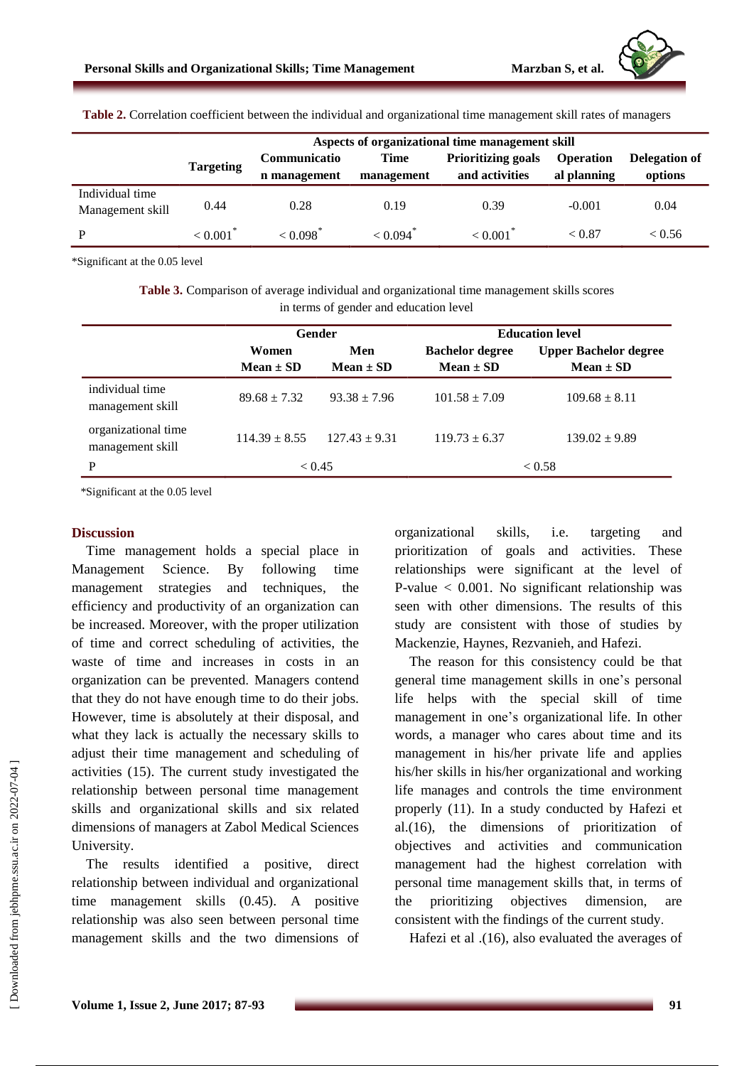**Table 2.** Correlation coefficient between the individual and organizational time management skill rates of managers

| | Aspects of organizational time management skill | | | | | |
|---|---|---|---|---|---|---|
| | Targeting | Communication management | Time management | Prioritizing goals and activities | Operational planning | Delegation of options |
| Individual time Management skill | 0.44 | 0.28 | 0.19 | 0.39 | -0.001 | 0.04 |
| P | < 0.001* | < 0.098* | < 0.094* | < 0.001* | < 0.87 | < 0.56 |

*Significant at the 0.05 level

**Table 3.** Comparison of average individual and organizational time management skills scores in terms of gender and education level

| | Gender | | Education level | |
|---|---|---|---|---|
| | Women Mean ± SD | Men Mean ± SD | Bachelor degree Mean ± SD | Upper Bachelor degree Mean ± SD |
| individual time management skill | 89.68 ± 7.32 | 93.38 ± 7.96 | 101.58 ± 7.09 | 109.68 ± 8.11 |
| organizational time management skill | 114.39 ± 8.55 | 127.43 ± 9.31 | 119.73 ± 6.37 | 139.02 ± 9.89 |
| P | < 0.45 | | < 0.58 | |

*Significant at the 0.05 level

## Discussion

Time management holds a special place in Management Science. By following time management strategies and techniques, the efficiency and productivity of an organization can be increased. Moreover, with the proper utilization of time and correct scheduling of activities, the waste of time and increases in costs in an organization can be prevented. Managers contend that they do not have enough time to do their jobs. However, time is absolutely at their disposal, and what they lack is actually the necessary skills to adjust their time management and scheduling of activities (15). The current study investigated the relationship between personal time management skills and organizational skills and six related dimensions of managers at Zabol Medical Sciences University.

The results identified a positive, direct relationship between individual and organizational time management skills (0.45). A positive relationship was also seen between personal time management skills and the two dimensions of organizational skills, i.e. targeting and prioritization of goals and activities. These relationships were significant at the level of P-value < 0.001. No significant relationship was seen with other dimensions. The results of this study are consistent with those of studies by Mackenzie, Haynes, Rezvanieh, and Hafezi.

The reason for this consistency could be that general time management skills in one's personal life helps with the special skill of time management in one's organizational life. In other words, a manager who cares about time and its management in his/her private life and applies his/her skills in his/her organizational and working life manages and controls the time environment properly (11). In a study conducted by Hafezi et al.(16), the dimensions of prioritization of objectives and activities and communication management had the highest correlation with personal time management skills that, in terms of the prioritizing objectives dimension, are consistent with the findings of the current study.

Hafezi et al .(16), also evaluated the averages of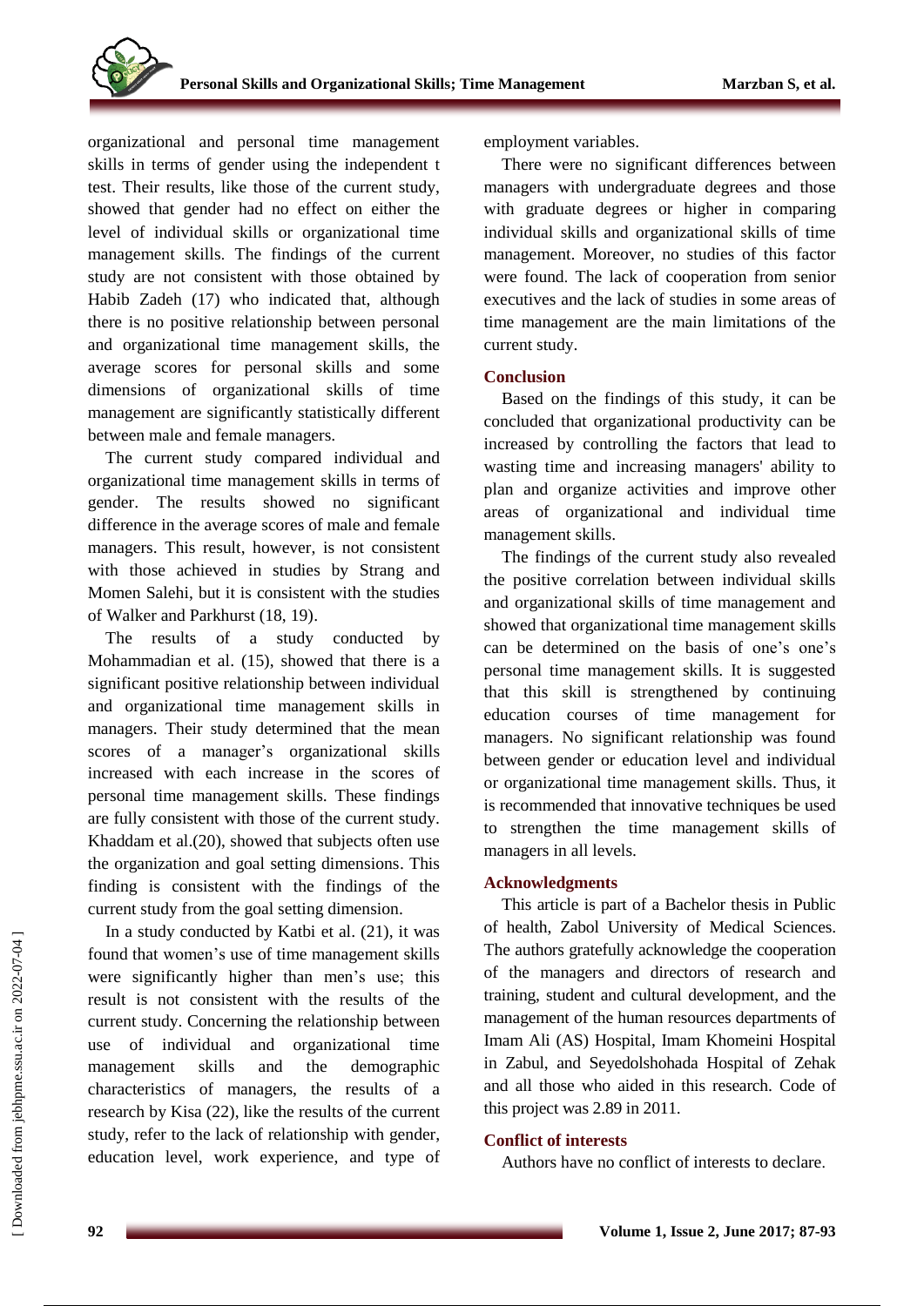organizational and personal time management skills in terms of gender using the independent t test. Their results, like those of the current study, showed that gender had no effect on either the level of individual skills or organizational time management skills. The findings of the current study are not consistent with those obtained by Habib Zadeh (17) who indicated that, although there is no positive relationship between personal and organizational time management skills, the average scores for personal skills and some dimensions of organizational skills of time management are significantly statistically different between male and female managers.

The current study compared individual and organizational time management skills in terms of gender. The results showed no significant difference in the average scores of male and female managers. This result, however, is not consistent with those achieved in studies by Strang and Momen Salehi, but it is consistent with the studies of Walker and Parkhurst (18, 19).

The results of a study conducted by Mohammadian et al. (15), showed that there is a significant positive relationship between individual and organizational time management skills in managers. Their study determined that the mean scores of a manager's organizational skills increased with each increase in the scores of personal time management skills. These findings are fully consistent with those of the current study. Khaddam et al.(20), showed that subjects often use the organization and goal setting dimensions. This finding is consistent with the findings of the current study from the goal setting dimension.

In a study conducted by Katbi et al. (21), it was found that women's use of time management skills were significantly higher than men's use; this result is not consistent with the results of the current study. Concerning the relationship between use of individual and organizational time management skills and the demographic characteristics of managers, the results of a research by Kisa (22), like the results of the current study, refer to the lack of relationship with gender, education level, work experience, and type of employment variables.

There were no significant differences between managers with undergraduate degrees and those with graduate degrees or higher in comparing individual skills and organizational skills of time management. Moreover, no studies of this factor were found. The lack of cooperation from senior executives and the lack of studies in some areas of time management are the main limitations of the current study.

## Conclusion

Based on the findings of this study, it can be concluded that organizational productivity can be increased by controlling the factors that lead to wasting time and increasing managers' ability to plan and organize activities and improve other areas of organizational and individual time management skills.

The findings of the current study also revealed the positive correlation between individual skills and organizational skills of time management and showed that organizational time management skills can be determined on the basis of one's one's personal time management skills. It is suggested that this skill is strengthened by continuing education courses of time management for managers. No significant relationship was found between gender or education level and individual or organizational time management skills. Thus, it is recommended that innovative techniques be used to strengthen the time management skills of managers in all levels.

## Acknowledgments

This article is part of a Bachelor thesis in Public of health, Zabol University of Medical Sciences. The authors gratefully acknowledge the cooperation of the managers and directors of research and training, student and cultural development, and the management of the human resources departments of Imam Ali (AS) Hospital, Imam Khomeini Hospital in Zabul, and Seyedolshohada Hospital of Zehak and all those who aided in this research. Code of this project was 2.89 in 2011.

## Conflict of interests

Authors have no conflict of interests to declare.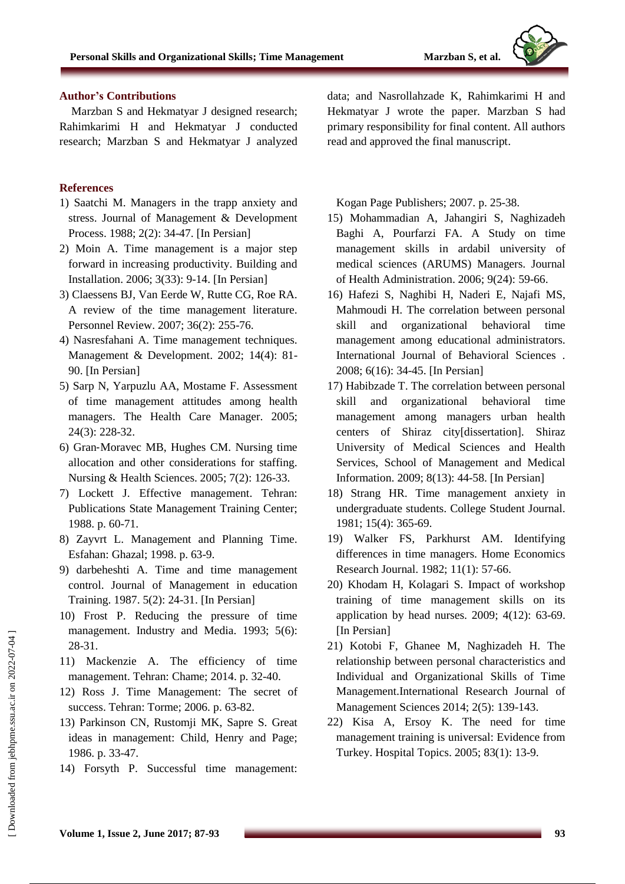## Author's Contributions

Marzban S and Hekmatyar J designed research; Rahimkarimi H and Hekmatyar J conducted research; Marzban S and Hekmatyar J analyzed data; and Nasrollahzade K, Rahimkarimi H and Hekmatyar J wrote the paper. Marzban S had primary responsibility for final content. All authors read and approved the final manuscript.

## References

1) Saatchi M. Managers in the trapp anxiety and stress. Journal of Management & Development Process. 1988; 2(2): 34-47. [In Persian]
2) Moin A. Time management is a major step forward in increasing productivity. Building and Installation. 2006; 3(33): 9-14. [In Persian]
3) Claessens BJ, Van Eerde W, Rutte CG, Roe RA. A review of the time management literature. Personnel Review. 2007; 36(2): 255-76.
4) Nasresfahani A. Time management techniques. Management & Development. 2002; 14(4): 81-90. [In Persian]
5) Sarp N, Yarpuzlu AA, Mostame F. Assessment of time management attitudes among health managers. The Health Care Manager. 2005; 24(3): 228-32.
6) Gran‐Moravec MB, Hughes CM. Nursing time allocation and other considerations for staffing. Nursing & Health Sciences. 2005; 7(2): 126-33.
7) Lockett J. Effective management. Tehran: Publications State Management Training Center; 1988. p. 60-71.
8) Zayvrt L. Management and Planning Time. Esfahan: Ghazal; 1998. p. 63-9.
9) darbeheshti A. Time and time management control. Journal of Management in education Training. 1987. 5(2): 24-31. [In Persian]
10) Frost P. Reducing the pressure of time management. Industry and Media. 1993; 5(6): 28-31.
11) Mackenzie A. The efficiency of time management. Tehran: Chame; 2014. p. 32-40.
12) Ross J. Time Management: The secret of success. Tehran: Torme; 2006. p. 63-82.
13) Parkinson CN, Rustomji MK, Sapre S. Great ideas in management: Child, Henry and Page; 1986. p. 33-47.
14) Forsyth P. Successful time management: Kogan Page Publishers; 2007. p. 25-38.
15) Mohammadian A, Jahangiri S, Naghizadeh Baghi A, Pourfarzi FA. A Study on time management skills in ardabil university of medical sciences (ARUMS) Managers. Journal of Health Administration. 2006; 9(24): 59-66.
16) Hafezi S, Naghibi H, Naderi E, Najafi MS, Mahmoudi H. The correlation between personal skill and organizational behavioral time management among educational administrators. International Journal of Behavioral Sciences . 2008; 6(16): 34-45. [In Persian]
17) Habibzade T. The correlation between personal skill and organizational behavioral time management among managers urban health centers of Shiraz city[dissertation]. Shiraz University of Medical Sciences and Health Services, School of Management and Medical Information. 2009; 8(13): 44-58. [In Persian]
18) Strang HR. Time management anxiety in undergraduate students. College Student Journal. 1981; 15(4): 365-69.
19) Walker FS, Parkhurst AM. Identifying differences in time managers. Home Economics Research Journal. 1982; 11(1): 57-66.
20) Khodam H, Kolagari S. Impact of workshop training of time management skills on its application by head nurses. 2009; 4(12): 63-69. [In Persian]
21) Kotobi F, Ghanee M, Naghizadeh H. The relationship between personal characteristics and Individual and Organizational Skills of Time Management.International Research Journal of Management Sciences 2014; 2(5): 139-143.
22) Kisa A, Ersoy K. The need for time management training is universal: Evidence from Turkey. Hospital Topics. 2005; 83(1): 13-9.